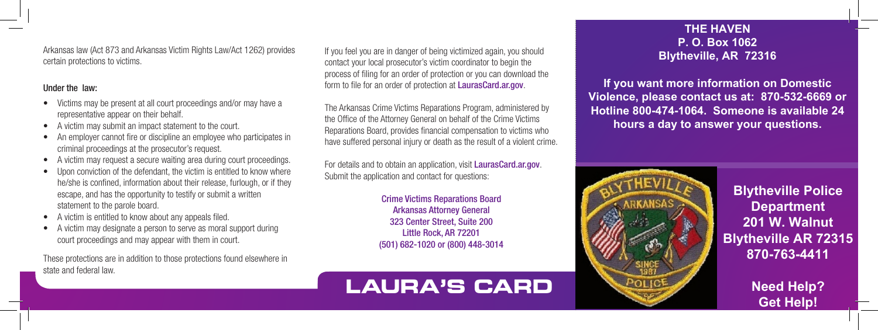Arkansas law (Act 873 and Arkansas Victim Rights Law/Act 1262) provides certain protections to victims.

**Under the law:**

- Victims may be present at all court proceedings and/or may have a representative appear on their behalf.
- A victim may submit an impact statement to the court.
- An employer cannot fire or discipline an employee who participates in criminal proceedings at the prosecutor's request.
- A victim may request a secure waiting area during court proceedings.
- Upon conviction of the defendant, the victim is entitled to know where he/she is confined, information about their release, furlough, or if they escape, and has the opportunity to testify or submit a written statement to the parole board.
- A victim is entitled to know about any appeals filed.
- A victim may designate a person to serve as moral support during court proceedings and may appear with them in court.

These protections are in addition to those protections found elsewhere in state and federal law.

If you feel you are in danger of being victimized again, you should contact your local prosecutor's victim coordinator to begin the process of filing for an order of protection or you can download the form to file for an order of protection at LaurasCard.ar.gov.

The Arkansas Crime Victims Reparations Program, administered by the Office of the Attorney General on behalf of the Crime Victims Reparations Board, provides financial compensation to victims who have suffered personal injury or death as the result of a violent crime.

For details and to obtain an application, visit LaurasCard.ar.gov. Submit the application and contact for questions:

Crime Victims Reparations Board
Arkansas Attorney General
323 Center Street, Suite 200
Little Rock, AR 72201
(501) 682-1020 or (800) 448-3014

# LAURA'S CARD

**THE HAVEN**
**P. O. Box 1062**
**Blytheville, AR 72316**

**If you want more information on Domestic Violence, please contact us at: 870-532-6669 or Hotline 800-474-1064. Someone is available 24 hours a day to answer your questions.**

**Blytheville Police Department**
**201 W. Walnut**
**Blytheville AR 72315**
**870-763-4411**

**Need Help?**
**Get Help!**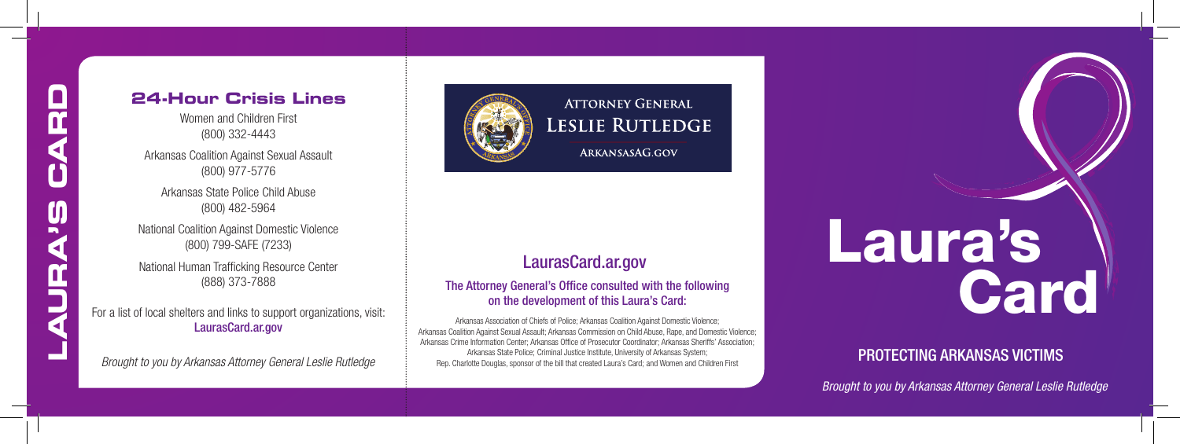# LAURA'S CARD

## 24-Hour Crisis Lines

Women and Children First
(800) 332-4443

Arkansas Coalition Against Sexual Assault
(800) 977-5776

Arkansas State Police Child Abuse
(800) 482-5964

National Coalition Against Domestic Violence
(800) 799-SAFE (7233)

National Human Trafficking Resource Center
(888) 373-7888

For a list of local shelters and links to support organizations, visit:
**LaurasCard.ar.gov**

*Brought to you by Arkansas Attorney General Leslie Rutledge*

ATTORNEY GENERAL
LESLIE RUTLEDGE
ARKANSASAG.GOV

## LaurasCard.ar.gov

**The Attorney General's Office consulted with the following on the development of this Laura's Card:**

Arkansas Association of Chiefs of Police; Arkansas Coalition Against Domestic Violence; Arkansas Coalition Against Sexual Assault; Arkansas Commission on Child Abuse, Rape, and Domestic Violence; Arkansas Crime Information Center; Arkansas Office of Prosecutor Coordinator; Arkansas Sheriffs' Association; Arkansas State Police; Criminal Justice Institute, University of Arkansas System; Rep. Charlotte Douglas, sponsor of the bill that created Laura's Card; and Women and Children First

# Laura's Card

## PROTECTING ARKANSAS VICTIMS

*Brought to you by Arkansas Attorney General Leslie Rutledge*